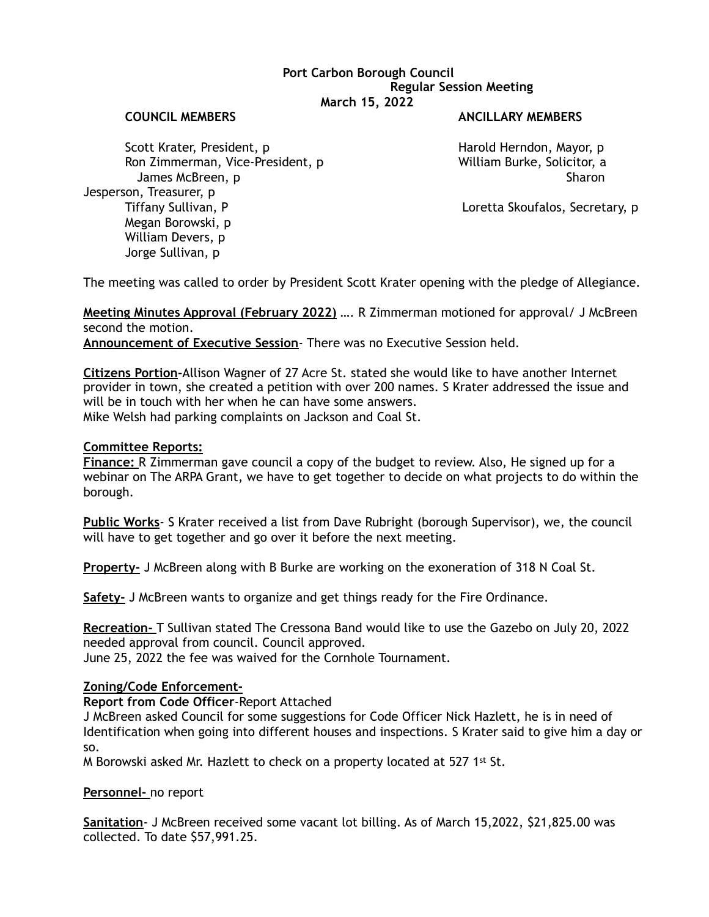**Port Carbon Borough Council**
**Regular Session Meeting**
**March 15, 2022**

| **COUNCIL MEMBERS** | **ANCILLARY MEMBERS** |
|---|---|
| Scott Krater, President, p | Harold Herndon, Mayor, p |
| Ron Zimmerman, Vice-President, p | William Burke, Solicitor, a |
| James McBreen, p | Sharon Jesperson, Treasurer, p |
| Tiffany Sullivan, P | Loretta Skoufalos, Secretary, p |
| Megan Borowski, p | |
| William Devers, p | |
| Jorge Sullivan, p | |

The meeting was called to order by President Scott Krater opening with the pledge of Allegiance.

**Meeting Minutes Approval (February 2022)** …. R Zimmerman motioned for approval/ J McBreen second the motion.

**Announcement of Executive Session**- There was no Executive Session held.

**Citizens Portion-**Allison Wagner of 27 Acre St. stated she would like to have another Internet provider in town, she created a petition with over 200 names. S Krater addressed the issue and will be in touch with her when he can have some answers.
Mike Welsh had parking complaints on Jackson and Coal St.

**Committee Reports:**

**Finance:** R Zimmerman gave council a copy of the budget to review. Also, He signed up for a webinar on The ARPA Grant, we have to get together to decide on what projects to do within the borough.

**Public Works**- S Krater received a list from Dave Rubright (borough Supervisor), we, the council will have to get together and go over it before the next meeting.

**Property-** J McBreen along with B Burke are working on the exoneration of 318 N Coal St.

**Safety-** J McBreen wants to organize and get things ready for the Fire Ordinance.

**Recreation-** T Sullivan stated The Cressona Band would like to use the Gazebo on July 20, 2022 needed approval from council. Council approved.
June 25, 2022 the fee was waived for the Cornhole Tournament.

**Zoning/Code Enforcement-**

**Report from Code Officer**-Report Attached
J McBreen asked Council for some suggestions for Code Officer Nick Hazlett, he is in need of Identification when going into different houses and inspections. S Krater said to give him a day or so.
M Borowski asked Mr. Hazlett to check on a property located at 527 1st St.

**Personnel-** no report

**Sanitation**- J McBreen received some vacant lot billing. As of March 15,2022, $21,825.00 was collected. To date $57,991.25.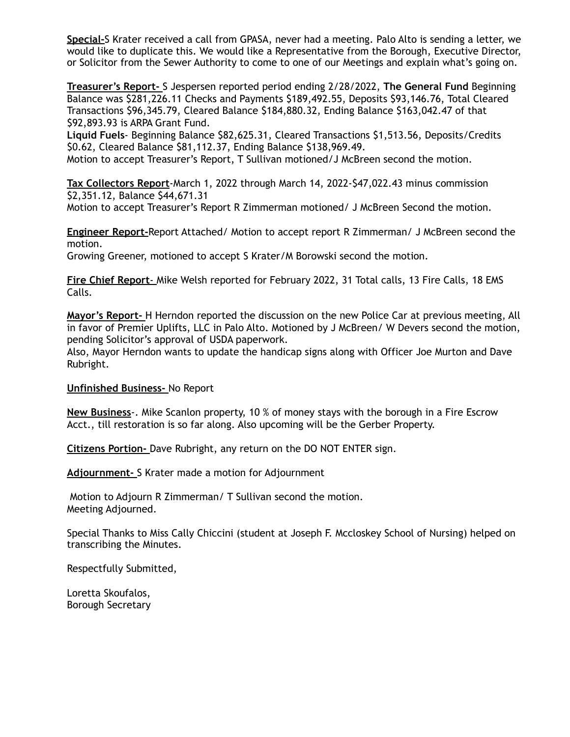**Special-**S Krater received a call from GPASA, never had a meeting. Palo Alto is sending a letter, we would like to duplicate this. We would like a Representative from the Borough, Executive Director, or Solicitor from the Sewer Authority to come to one of our Meetings and explain what's going on.

**Treasurer's Report-** S Jespersen reported period ending 2/28/2022, **The General Fund** Beginning Balance was $281,226.11 Checks and Payments $189,492.55, Deposits $93,146.76, Total Cleared Transactions $96,345.79, Cleared Balance $184,880.32, Ending Balance $163,042.47 of that $92,893.93 is ARPA Grant Fund.

**Liquid Fuels**- Beginning Balance $82,625.31, Cleared Transactions $1,513.56, Deposits/Credits $0.62, Cleared Balance $81,112.37, Ending Balance $138,969.49.

Motion to accept Treasurer's Report, T Sullivan motioned/J McBreen second the motion.

**Tax Collectors Report**-March 1, 2022 through March 14, 2022-$47,022.43 minus commission $2,351.12, Balance $44,671.31

Motion to accept Treasurer's Report R Zimmerman motioned/ J McBreen Second the motion.

**Engineer Report-**Report Attached/ Motion to accept report R Zimmerman/ J McBreen second the motion.

Growing Greener, motioned to accept S Krater/M Borowski second the motion.

**Fire Chief Report**- Mike Welsh reported for February 2022, 31 Total calls, 13 Fire Calls, 18 EMS Calls.

**Mayor's Report-** H Herndon reported the discussion on the new Police Car at previous meeting, All in favor of Premier Uplifts, LLC in Palo Alto. Motioned by J McBreen/ W Devers second the motion, pending Solicitor's approval of USDA paperwork.

Also, Mayor Herndon wants to update the handicap signs along with Officer Joe Murton and Dave Rubright.

**Unfinished Business-** No Report

**New Business**-. Mike Scanlon property, 10 % of money stays with the borough in a Fire Escrow Acct., till restoration is so far along. Also upcoming will be the Gerber Property.

**Citizens Portion-** Dave Rubright, any return on the DO NOT ENTER sign.

**Adjournment-** S Krater made a motion for Adjournment

Motion to Adjourn R Zimmerman/ T Sullivan second the motion.

Meeting Adjourned.

Special Thanks to Miss Cally Chiccini (student at Joseph F. Mccloskey School of Nursing) helped on transcribing the Minutes.

Respectfully Submitted,

Loretta Skoufalos,
Borough Secretary